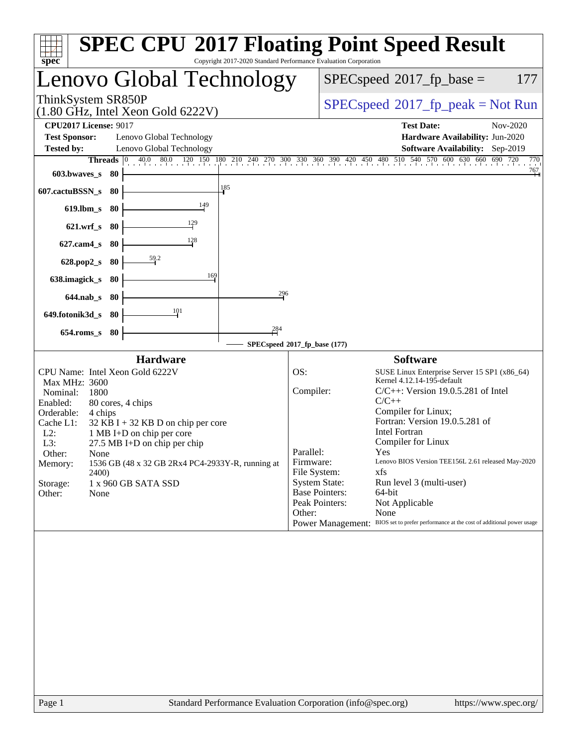# SPEC CPU 2017 Floating Point Speed Result

Copyright 2017-2020 Standard Performance Evaluation Corporation

## Lenovo Global Technology

ThinkSystem SR850P
(1.80 GHz, Intel Xeon Gold 6222V)

SPECspeed 2017_fp_base = 177

SPECspeed 2017_fp_peak = Not Run

**CPU2017 License:** 9017
**Test Sponsor:** Lenovo Global Technology
**Tested by:** Lenovo Global Technology

**Test Date:** Nov-2020
**Hardware Availability:** Jun-2020
**Software Availability:** Sep-2019

| Benchmark | Threads | Base Result |
|---|---|---|
| 603.bwaves_s | 80 | 767 |
| 607.cactuBSSN_s | 80 | 185 |
| 619.lbm_s | 80 | 149 |
| 621.wrf_s | 80 | 129 |
| 627.cam4_s | 80 | 128 |
| 628.pop2_s | 80 | 59.2 |
| 638.imagick_s | 80 | 169 |
| 644.nab_s | 80 | 296 |
| 649.fotonik3d_s | 80 | 101 |
| 654.roms_s | 80 | 284 |

SPECspeed 2017_fp_base (177)

### Hardware

| | |
|---|---|
| CPU Name: | Intel Xeon Gold 6222V |
| Max MHz: | 3600 |
| Nominal: | 1800 |
| Enabled: | 80 cores, 4 chips |
| Orderable: | 4 chips |
| Cache L1: | 32 KB I + 32 KB D on chip per core |
| L2: | 1 MB I+D on chip per core |
| L3: | 27.5 MB I+D on chip per chip |
| Other: | None |
| Memory: | 1536 GB (48 x 32 GB 2Rx4 PC4-2933Y-R, running at 2400) |
| Storage: | 1 x 960 GB SATA SSD |
| Other: | None |

### Software

| | |
|---|---|
| OS: | SUSE Linux Enterprise Server 15 SP1 (x86_64) Kernel 4.12.14-195-default |
| Compiler: | C/C++: Version 19.0.5.281 of Intel C/C++ Compiler for Linux; Fortran: Version 19.0.5.281 of Intel Fortran Compiler for Linux |
| Parallel: | Yes |
| Firmware: | Lenovo BIOS Version TEE156L 2.61 released May-2020 |
| File System: | xfs |
| System State: | Run level 3 (multi-user) |
| Base Pointers: | 64-bit |
| Peak Pointers: | Not Applicable |
| Other: | None |
| Power Management: | BIOS set to prefer performance at the cost of additional power usage |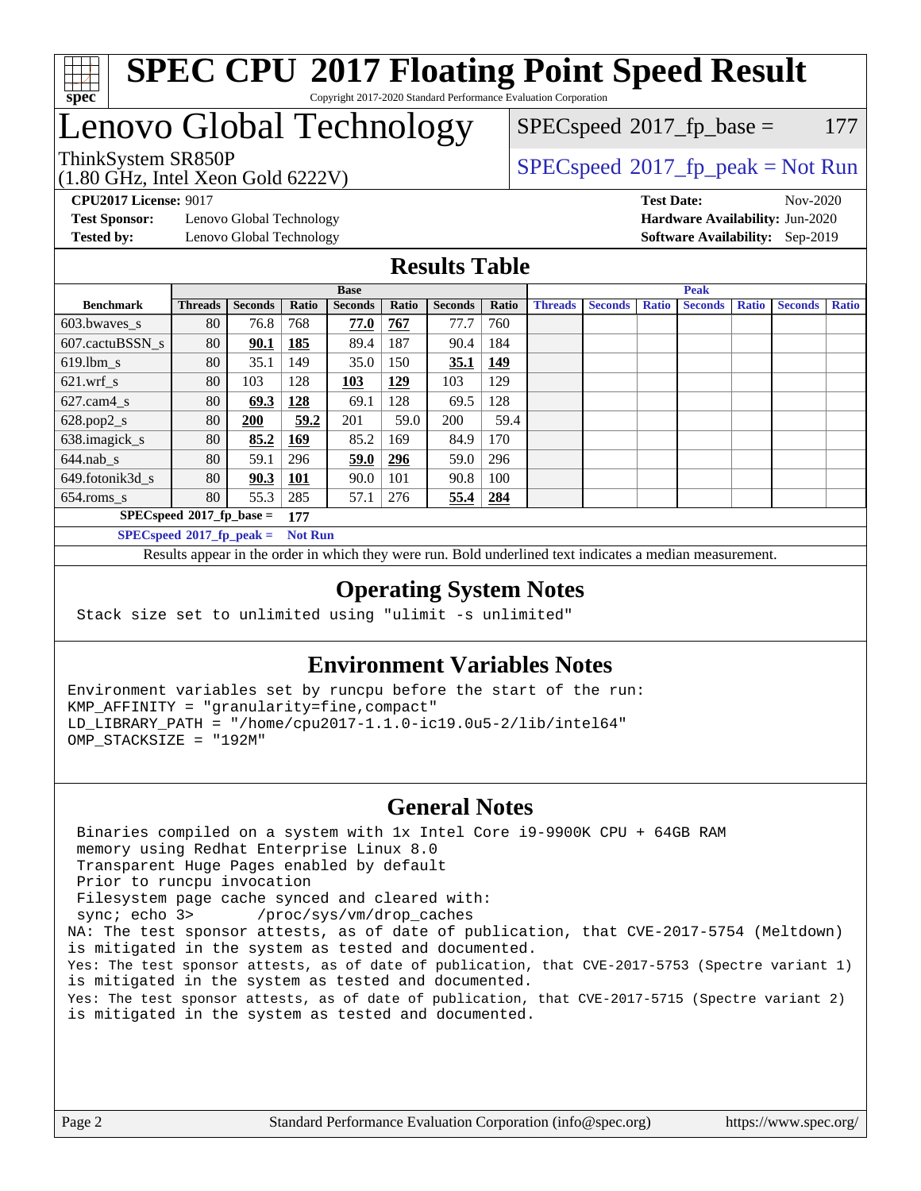# SPEC CPU 2017 Floating Point Speed Result

Copyright 2017-2020 Standard Performance Evaluation Corporation

# Lenovo Global Technology

ThinkSystem SR850P
(1.80 GHz, Intel Xeon Gold 6222V)

SPECspeed 2017_fp_base = 177

SPECspeed 2017_fp_peak = Not Run

**CPU2017 License:** 9017
**Test Sponsor:** Lenovo Global Technology
**Tested by:** Lenovo Global Technology

**Test Date:** Nov-2020
**Hardware Availability:** Jun-2020
**Software Availability:** Sep-2019

## Results Table

| Benchmark | Base | | | | | | | Peak | | | | | | |
|---|---|---|---|---|---|---|---|---|---|---|---|---|---|---|
| | Threads | Seconds | Ratio | Seconds | Ratio | Seconds | Ratio | Threads | Seconds | Ratio | Seconds | Ratio | Seconds | Ratio |
| 603.bwaves_s | 80 | 76.8 | 768 | **77.0** | **767** | 77.7 | 760 | | | | | | | |
| 607.cactuBSSN_s | 80 | **90.1** | **185** | 89.4 | 187 | 90.4 | 184 | | | | | | | |
| 619.lbm_s | 80 | 35.1 | 149 | 35.0 | 150 | **35.1** | **149** | | | | | | | |
| 621.wrf_s | 80 | 103 | 128 | **103** | **129** | 103 | 129 | | | | | | | |
| 627.cam4_s | 80 | **69.3** | **128** | 69.1 | 128 | 69.5 | 128 | | | | | | | |
| 628.pop2_s | 80 | **200** | **59.2** | 201 | 59.0 | 200 | 59.4 | | | | | | | |
| 638.imagick_s | 80 | **85.2** | **169** | 85.2 | 169 | 84.9 | 170 | | | | | | | |
| 644.nab_s | 80 | 59.1 | 296 | **59.0** | **296** | 59.0 | 296 | | | | | | | |
| 649.fotonik3d_s | 80 | **90.3** | **101** | 90.0 | 101 | 90.8 | 100 | | | | | | | |
| 654.roms_s | 80 | 55.3 | 285 | 57.1 | 276 | **55.4** | **284** | | | | | | | |

**SPECspeed 2017_fp_base = 177**

**SPECspeed 2017_fp_peak = Not Run**

Results appear in the order in which they were run. Bold underlined text indicates a median measurement.

## Operating System Notes

```
Stack size set to unlimited using "ulimit -s unlimited"
```

## Environment Variables Notes

```
Environment variables set by runcpu before the start of the run:
KMP_AFFINITY = "granularity=fine,compact"
LD_LIBRARY_PATH = "/home/cpu2017-1.1.0-ic19.0u5-2/lib/intel64"
OMP_STACKSIZE = "192M"
```

## General Notes

```
 Binaries compiled on a system with 1x Intel Core i9-9900K CPU + 64GB RAM
 memory using Redhat Enterprise Linux 8.0
 Transparent Huge Pages enabled by default
 Prior to runcpu invocation
 Filesystem page cache synced and cleared with:
 sync; echo 3>       /proc/sys/vm/drop_caches
NA: The test sponsor attests, as of date of publication, that CVE-2017-5754 (Meltdown)
is mitigated in the system as tested and documented.
Yes: The test sponsor attests, as of date of publication, that CVE-2017-5753 (Spectre variant 1)
is mitigated in the system as tested and documented.
Yes: The test sponsor attests, as of date of publication, that CVE-2017-5715 (Spectre variant 2)
is mitigated in the system as tested and documented.
```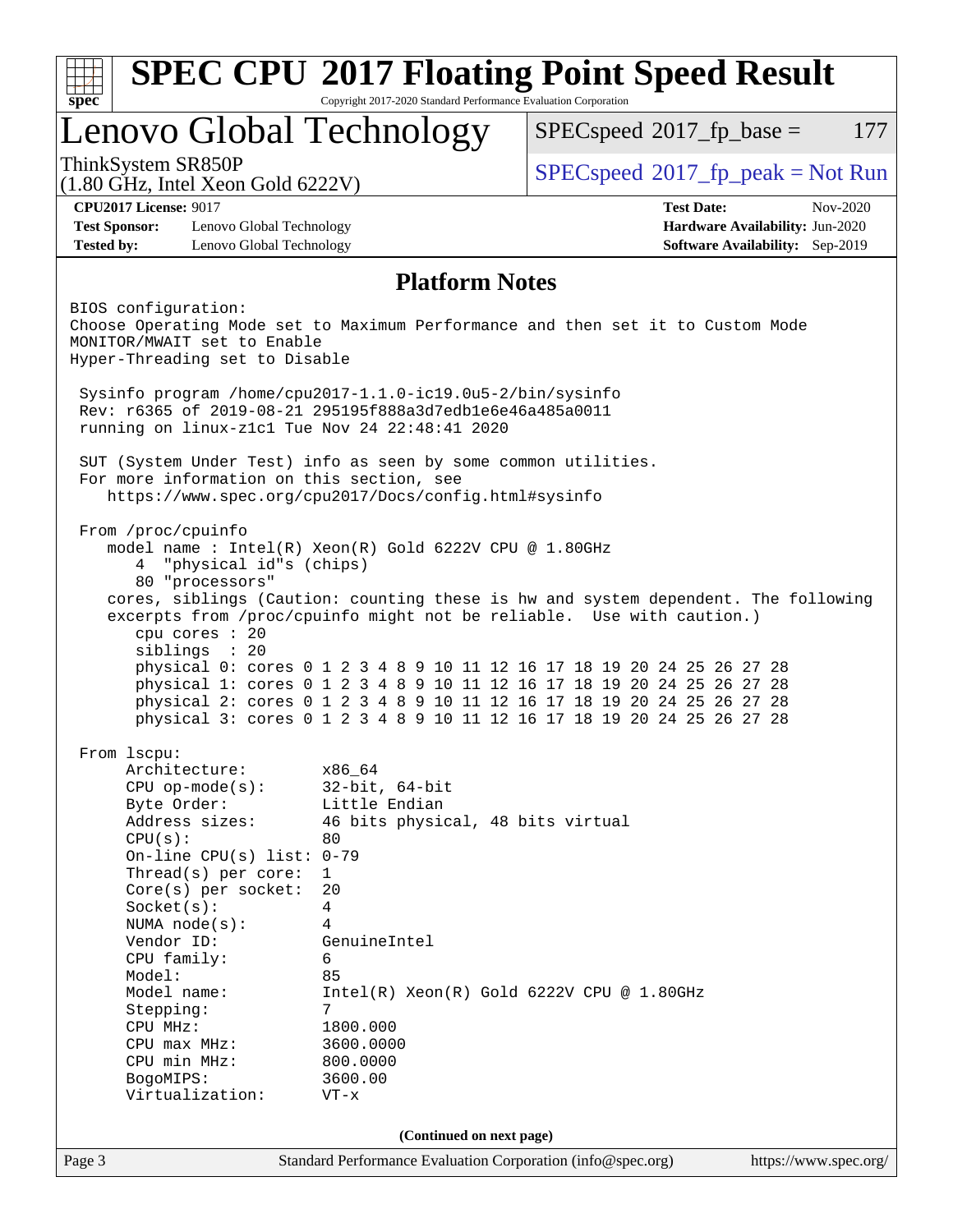# SPEC CPU 2017 Floating Point Speed Result

Copyright 2017-2020 Standard Performance Evaluation Corporation

## Lenovo Global Technology

ThinkSystem SR850P
(1.80 GHz, Intel Xeon Gold 6222V)

SPECspeed 2017_fp_base = 177

SPECspeed 2017_fp_peak = Not Run

**CPU2017 License:** 9017
**Test Sponsor:** Lenovo Global Technology
**Tested by:** Lenovo Global Technology

**Test Date:** Nov-2020
**Hardware Availability:** Jun-2020
**Software Availability:** Sep-2019

### Platform Notes

```
BIOS configuration:
Choose Operating Mode set to Maximum Performance and then set it to Custom Mode
MONITOR/MWAIT set to Enable
Hyper-Threading set to Disable

 Sysinfo program /home/cpu2017-1.1.0-ic19.0u5-2/bin/sysinfo
 Rev: r6365 of 2019-08-21 295195f888a3d7edb1e6e46a485a0011
 running on linux-z1c1 Tue Nov 24 22:48:41 2020

 SUT (System Under Test) info as seen by some common utilities.
 For more information on this section, see
    https://www.spec.org/cpu2017/Docs/config.html#sysinfo

 From /proc/cpuinfo
    model name : Intel(R) Xeon(R) Gold 6222V CPU @ 1.80GHz
       4  "physical id"s (chips)
       80 "processors"
    cores, siblings (Caution: counting these is hw and system dependent. The following
    excerpts from /proc/cpuinfo might not be reliable.  Use with caution.)
       cpu cores : 20
       siblings  : 20
       physical 0: cores 0 1 2 3 4 8 9 10 11 12 16 17 18 19 20 24 25 26 27 28
       physical 1: cores 0 1 2 3 4 8 9 10 11 12 16 17 18 19 20 24 25 26 27 28
       physical 2: cores 0 1 2 3 4 8 9 10 11 12 16 17 18 19 20 24 25 26 27 28
       physical 3: cores 0 1 2 3 4 8 9 10 11 12 16 17 18 19 20 24 25 26 27 28

 From lscpu:
      Architecture:          x86_64
      CPU op-mode(s):        32-bit, 64-bit
      Byte Order:            Little Endian
      Address sizes:         46 bits physical, 48 bits virtual
      CPU(s):                80
      On-line CPU(s) list:   0-79
      Thread(s) per core:    1
      Core(s) per socket:    20
      Socket(s):             4
      NUMA node(s):          4
      Vendor ID:             GenuineIntel
      CPU family:            6
      Model:                 85
      Model name:            Intel(R) Xeon(R) Gold 6222V CPU @ 1.80GHz
      Stepping:              7
      CPU MHz:               1800.000
      CPU max MHz:           3600.0000
      CPU min MHz:           800.0000
      BogoMIPS:              3600.00
      Virtualization:        VT-x
```

**(Continued on next page)**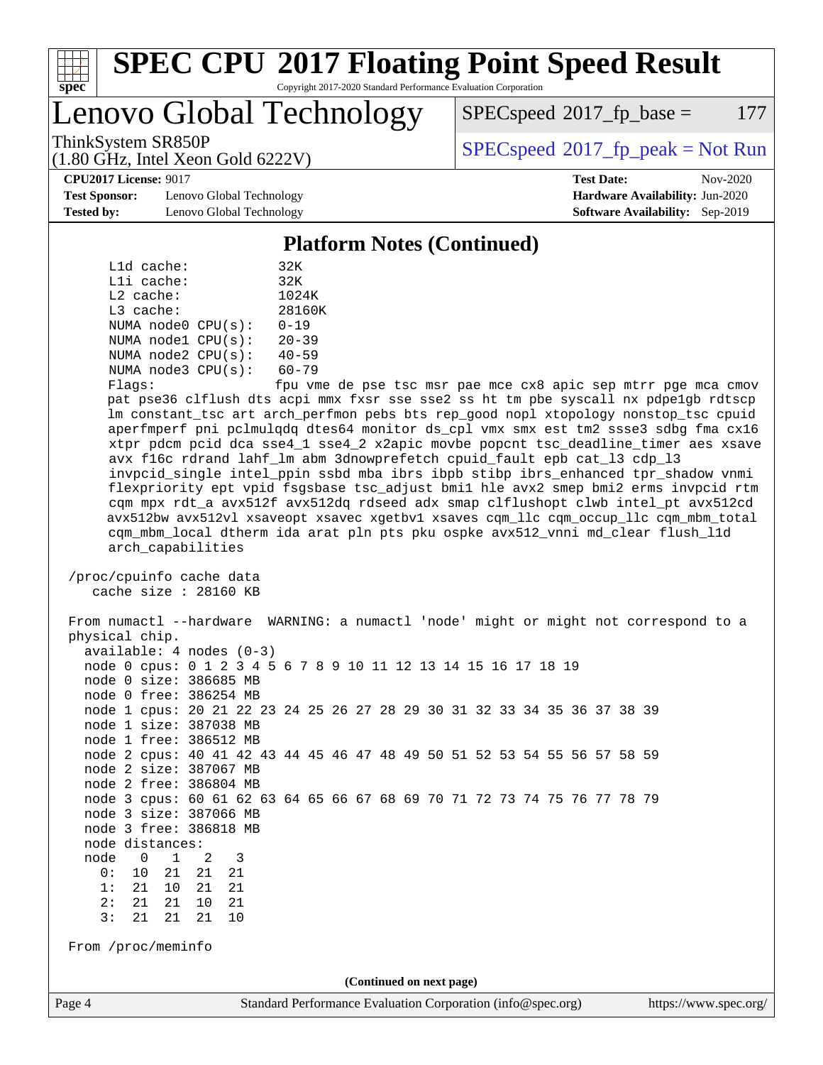# SPEC CPU 2017 Floating Point Speed Result

Copyright 2017-2020 Standard Performance Evaluation Corporation

## Lenovo Global Technology

ThinkSystem SR850P
(1.80 GHz, Intel Xeon Gold 6222V)

SPECspeed 2017_fp_base = 177

SPECspeed 2017_fp_peak = Not Run

**CPU2017 License:** 9017
**Test Sponsor:** Lenovo Global Technology
**Tested by:** Lenovo Global Technology

**Test Date:** Nov-2020
**Hardware Availability:** Jun-2020
**Software Availability:** Sep-2019

### Platform Notes (Continued)

```
     L1d cache:             32K
     L1i cache:             32K
     L2 cache:              1024K
     L3 cache:              28160K
     NUMA node0 CPU(s):     0-19
     NUMA node1 CPU(s):     20-39
     NUMA node2 CPU(s):     40-59
     NUMA node3 CPU(s):     60-79
     Flags:                 fpu vme de pse tsc msr pae mce cx8 apic sep mtrr pge mca cmov
     pat pse36 clflush dts acpi mmx fxsr sse sse2 ss ht tm pbe syscall nx pdpe1gb rdtscp
     lm constant_tsc art arch_perfmon pebs bts rep_good nopl xtopology nonstop_tsc cpuid
     aperfmperf pni pclmulqdq dtes64 monitor ds_cpl vmx smx est tm2 ssse3 sdbg fma cx16
     xtpr pdcm pcid dca sse4_1 sse4_2 x2apic movbe popcnt tsc_deadline_timer aes xsave
     avx f16c rdrand lahf_lm abm 3dnowprefetch cpuid_fault epb cat_l3 cdp_l3
     invpcid_single intel_ppin ssbd mba ibrs ibpb stibp ibrs_enhanced tpr_shadow vnmi
     flexpriority ept vpid fsgsbase tsc_adjust bmi1 hle avx2 smep bmi2 erms invpcid rtm
     cqm mpx rdt_a avx512f avx512dq rdseed adx smap clflushopt clwb intel_pt avx512cd
     avx512bw avx512vl xsaveopt xsavec xgetbv1 xsaves cqm_llc cqm_occup_llc cqm_mbm_total
     cqm_mbm_local dtherm ida arat pln pts pku ospke avx512_vnni md_clear flush_l1d
     arch_capabilities

 /proc/cpuinfo cache data
    cache size : 28160 KB

 From numactl --hardware  WARNING: a numactl 'node' might or might not correspond to a
 physical chip.
   available: 4 nodes (0-3)
   node 0 cpus: 0 1 2 3 4 5 6 7 8 9 10 11 12 13 14 15 16 17 18 19
   node 0 size: 386685 MB
   node 0 free: 386254 MB
   node 1 cpus: 20 21 22 23 24 25 26 27 28 29 30 31 32 33 34 35 36 37 38 39
   node 1 size: 387038 MB
   node 1 free: 386512 MB
   node 2 cpus: 40 41 42 43 44 45 46 47 48 49 50 51 52 53 54 55 56 57 58 59
   node 2 size: 387067 MB
   node 2 free: 386804 MB
   node 3 cpus: 60 61 62 63 64 65 66 67 68 69 70 71 72 73 74 75 76 77 78 79
   node 3 size: 387066 MB
   node 3 free: 386818 MB
   node distances:
   node   0   1   2   3
     0:  10  21  21  21
     1:  21  10  21  21
     2:  21  21  10  21
     3:  21  21  21  10

 From /proc/meminfo
```

(Continued on next page)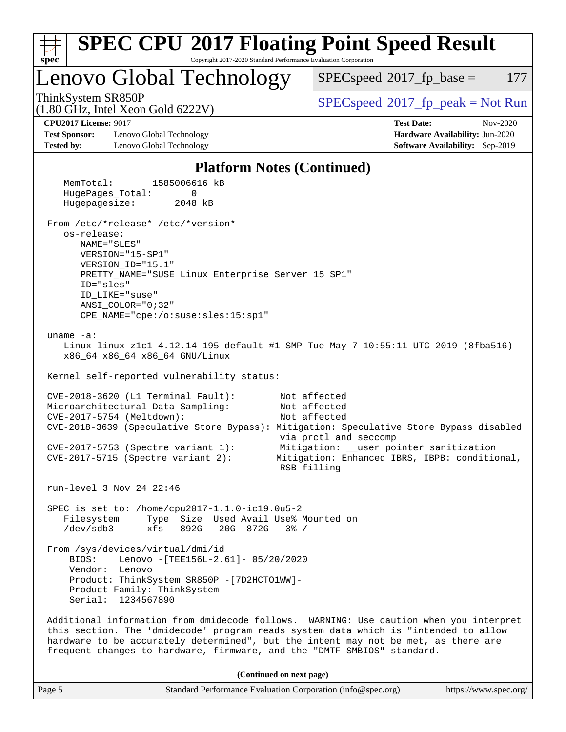## Platform Notes (Continued)

```
   MemTotal:       1585006616 kB
   HugePages_Total:       0
   Hugepagesize:       2048 kB

 From /etc/*release* /etc/*version*
   os-release:
      NAME="SLES"
      VERSION="15-SP1"
      VERSION_ID="15.1"
      PRETTY_NAME="SUSE Linux Enterprise Server 15 SP1"
      ID="sles"
      ID_LIKE="suse"
      ANSI_COLOR="0;32"
      CPE_NAME="cpe:/o:suse:sles:15:sp1"

 uname -a:
   Linux linux-z1c1 4.12.14-195-default #1 SMP Tue May 7 10:55:11 UTC 2019 (8fba516)
   x86_64 x86_64 x86_64 GNU/Linux

 Kernel self-reported vulnerability status:

 CVE-2018-3620 (L1 Terminal Fault):        Not affected
 Microarchitectural Data Sampling:         Not affected
 CVE-2017-5754 (Meltdown):                 Not affected
 CVE-2018-3639 (Speculative Store Bypass): Mitigation: Speculative Store Bypass disabled
                                           via prctl and seccomp
 CVE-2017-5753 (Spectre variant 1):        Mitigation: __user pointer sanitization
 CVE-2017-5715 (Spectre variant 2):       Mitigation: Enhanced IBRS, IBPB: conditional,
                                           RSB filling

 run-level 3 Nov 24 22:46

 SPEC is set to: /home/cpu2017-1.1.0-ic19.0u5-2
   Filesystem     Type  Size  Used Avail Use% Mounted on
   /dev/sdb3      xfs   892G   20G  872G   3% /

 From /sys/devices/virtual/dmi/id
     BIOS:    Lenovo -[TEE156L-2.61]- 05/20/2020
     Vendor:  Lenovo
     Product: ThinkSystem SR850P -[7D2HCTO1WW]-
     Product Family: ThinkSystem
     Serial:  1234567890

 Additional information from dmidecode follows.  WARNING: Use caution when you interpret
 this section. The 'dmidecode' program reads system data which is "intended to allow
 hardware to be accurately determined", but the intent may not be met, as there are
 frequent changes to hardware, firmware, and the "DMTF SMBIOS" standard.
```

**(Continued on next page)**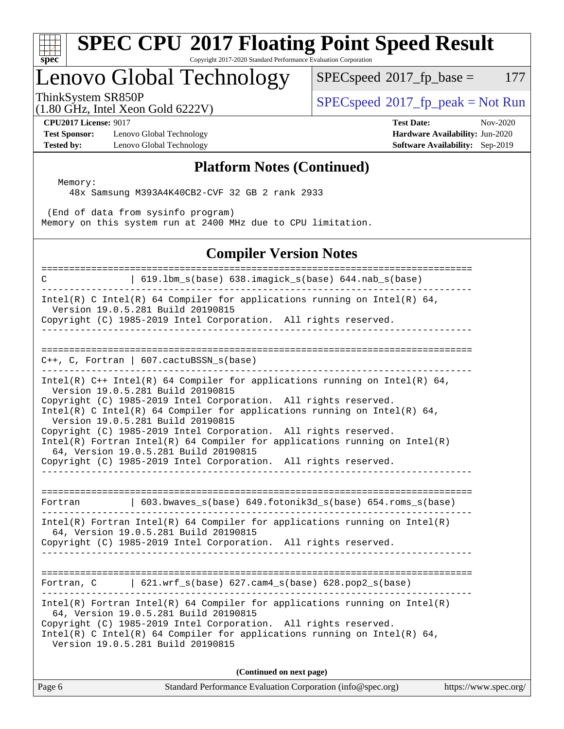## Platform Notes (Continued)

```
  Memory:
    48x Samsung M393A4K40CB2-CVF 32 GB 2 rank 2933

 (End of data from sysinfo program)
Memory on this system run at 2400 MHz due to CPU limitation.
```

## Compiler Version Notes

```
==============================================================================
C               | 619.lbm_s(base) 638.imagick_s(base) 644.nab_s(base)
------------------------------------------------------------------------------
Intel(R) C Intel(R) 64 Compiler for applications running on Intel(R) 64,
  Version 19.0.5.281 Build 20190815
Copyright (C) 1985-2019 Intel Corporation.  All rights reserved.
------------------------------------------------------------------------------

==============================================================================
C++, C, Fortran | 607.cactuBSSN_s(base)
------------------------------------------------------------------------------
Intel(R) C++ Intel(R) 64 Compiler for applications running on Intel(R) 64,
  Version 19.0.5.281 Build 20190815
Copyright (C) 1985-2019 Intel Corporation.  All rights reserved.
Intel(R) C Intel(R) 64 Compiler for applications running on Intel(R) 64,
  Version 19.0.5.281 Build 20190815
Copyright (C) 1985-2019 Intel Corporation.  All rights reserved.
Intel(R) Fortran Intel(R) 64 Compiler for applications running on Intel(R)
  64, Version 19.0.5.281 Build 20190815
Copyright (C) 1985-2019 Intel Corporation.  All rights reserved.
------------------------------------------------------------------------------

==============================================================================
Fortran         | 603.bwaves_s(base) 649.fotonik3d_s(base) 654.roms_s(base)
------------------------------------------------------------------------------
Intel(R) Fortran Intel(R) 64 Compiler for applications running on Intel(R)
  64, Version 19.0.5.281 Build 20190815
Copyright (C) 1985-2019 Intel Corporation.  All rights reserved.
------------------------------------------------------------------------------

==============================================================================
Fortran, C      | 621.wrf_s(base) 627.cam4_s(base) 628.pop2_s(base)
------------------------------------------------------------------------------
Intel(R) Fortran Intel(R) 64 Compiler for applications running on Intel(R)
  64, Version 19.0.5.281 Build 20190815
Copyright (C) 1985-2019 Intel Corporation.  All rights reserved.
Intel(R) C Intel(R) 64 Compiler for applications running on Intel(R) 64,
  Version 19.0.5.281 Build 20190815
```

**(Continued on next page)**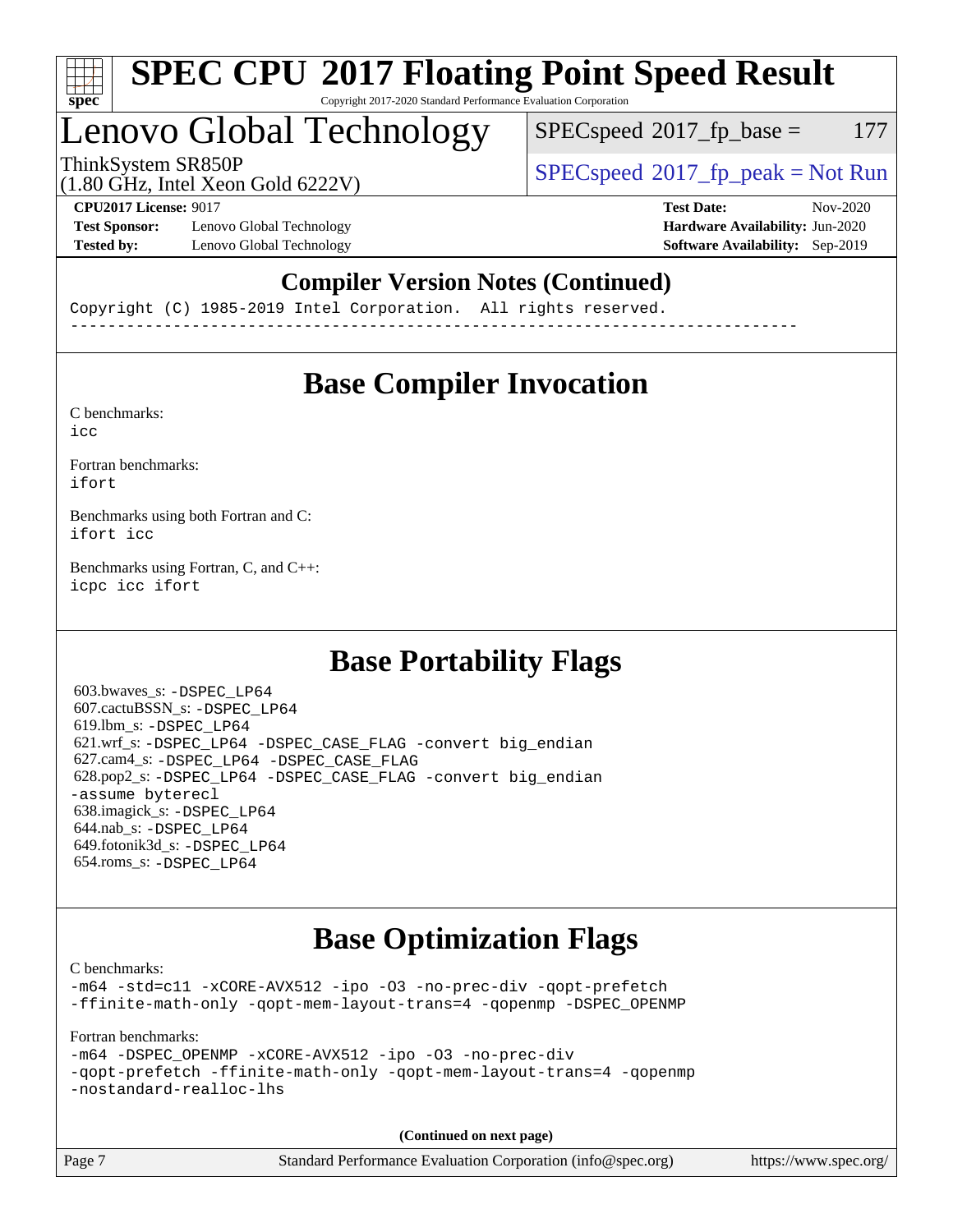# SPEC CPU 2017 Floating Point Speed Result

Copyright 2017-2020 Standard Performance Evaluation Corporation

## Lenovo Global Technology

ThinkSystem SR850P
(1.80 GHz, Intel Xeon Gold 6222V)

SPECspeed 2017_fp_base = 177

SPECspeed 2017_fp_peak = Not Run

**CPU2017 License:** 9017
**Test Sponsor:** Lenovo Global Technology
**Tested by:** Lenovo Global Technology

**Test Date:** Nov-2020
**Hardware Availability:** Jun-2020
**Software Availability:** Sep-2019

### Compiler Version Notes (Continued)

```
Copyright (C) 1985-2019 Intel Corporation.  All rights reserved.
------------------------------------------------------------------------------
```

## Base Compiler Invocation

C benchmarks:
`icc`

Fortran benchmarks:
`ifort`

Benchmarks using both Fortran and C:
`ifort icc`

Benchmarks using Fortran, C, and C++:
`icpc icc ifort`

## Base Portability Flags

603.bwaves_s: `-DSPEC_LP64`
607.cactuBSSN_s: `-DSPEC_LP64`
619.lbm_s: `-DSPEC_LP64`
621.wrf_s: `-DSPEC_LP64 -DSPEC_CASE_FLAG -convert big_endian`
627.cam4_s: `-DSPEC_LP64 -DSPEC_CASE_FLAG`
628.pop2_s: `-DSPEC_LP64 -DSPEC_CASE_FLAG -convert big_endian -assume byterecl`
638.imagick_s: `-DSPEC_LP64`
644.nab_s: `-DSPEC_LP64`
649.fotonik3d_s: `-DSPEC_LP64`
654.roms_s: `-DSPEC_LP64`

## Base Optimization Flags

C benchmarks:
`-m64 -std=c11 -xCORE-AVX512 -ipo -O3 -no-prec-div -qopt-prefetch -ffinite-math-only -qopt-mem-layout-trans=4 -qopenmp -DSPEC_OPENMP`

Fortran benchmarks:
`-m64 -DSPEC_OPENMP -xCORE-AVX512 -ipo -O3 -no-prec-div -qopt-prefetch -ffinite-math-only -qopt-mem-layout-trans=4 -qopenmp -nostandard-realloc-lhs`

**(Continued on next page)**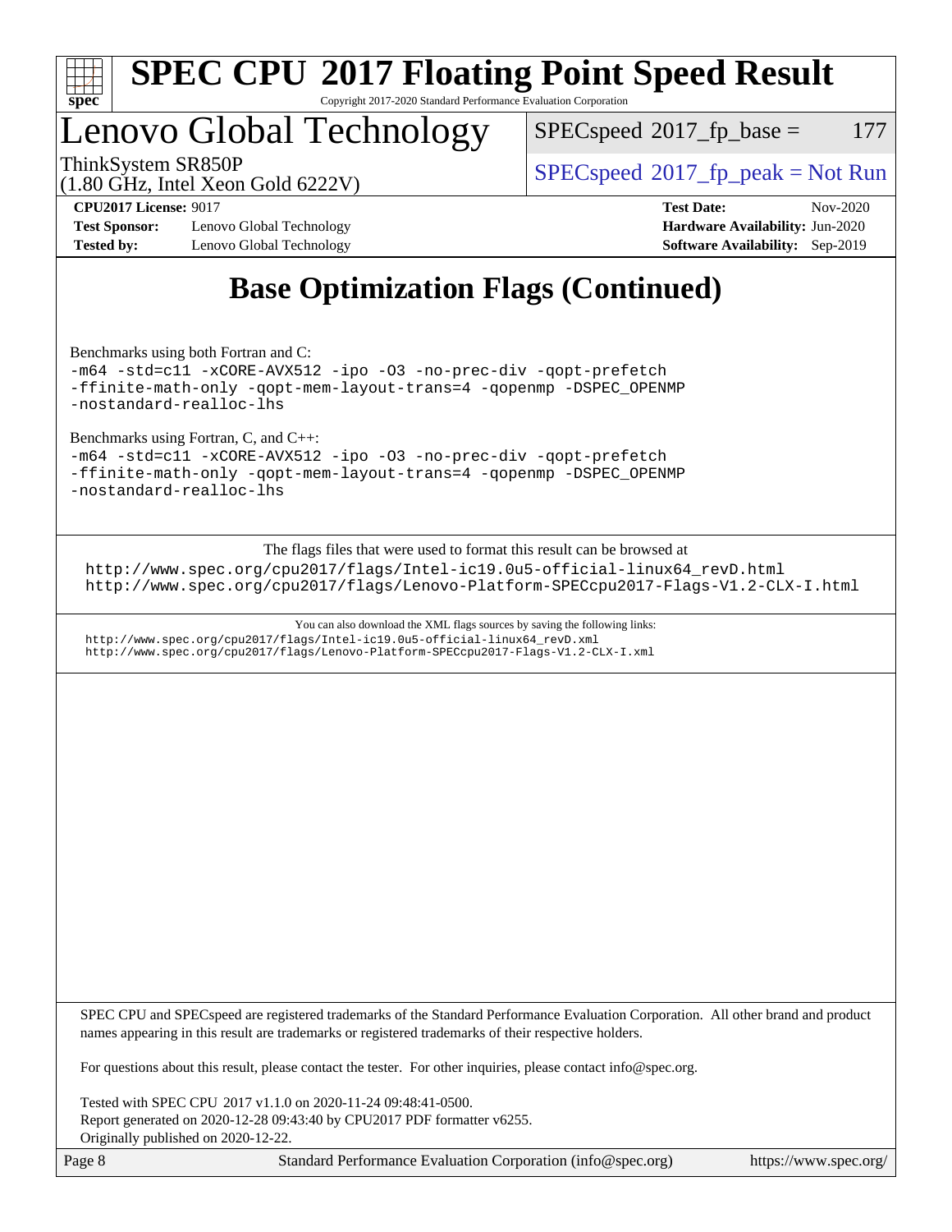## Base Optimization Flags (Continued)

Benchmarks using both Fortran and C:

```
-m64 -std=c11 -xCORE-AVX512 -ipo -O3 -no-prec-div -qopt-prefetch
-ffinite-math-only -qopt-mem-layout-trans=4 -qopenmp -DSPEC_OPENMP
-nostandard-realloc-lhs
```

Benchmarks using Fortran, C, and C++:

```
-m64 -std=c11 -xCORE-AVX512 -ipo -O3 -no-prec-div -qopt-prefetch
-ffinite-math-only -qopt-mem-layout-trans=4 -qopenmp -DSPEC_OPENMP
-nostandard-realloc-lhs
```

The flags files that were used to format this result can be browsed at

http://www.spec.org/cpu2017/flags/Intel-ic19.0u5-official-linux64_revD.html
http://www.spec.org/cpu2017/flags/Lenovo-Platform-SPECcpu2017-Flags-V1.2-CLX-I.html

You can also download the XML flags sources by saving the following links:

http://www.spec.org/cpu2017/flags/Intel-ic19.0u5-official-linux64_revD.xml
http://www.spec.org/cpu2017/flags/Lenovo-Platform-SPECcpu2017-Flags-V1.2-CLX-I.xml

SPEC CPU and SPECspeed are registered trademarks of the Standard Performance Evaluation Corporation. All other brand and product names appearing in this result are trademarks or registered trademarks of their respective holders.

For questions about this result, please contact the tester. For other inquiries, please contact info@spec.org.

Tested with SPEC CPU 2017 v1.1.0 on 2020-11-24 09:48:41-0500.
Report generated on 2020-12-28 09:43:40 by CPU2017 PDF formatter v6255.
Originally published on 2020-12-22.